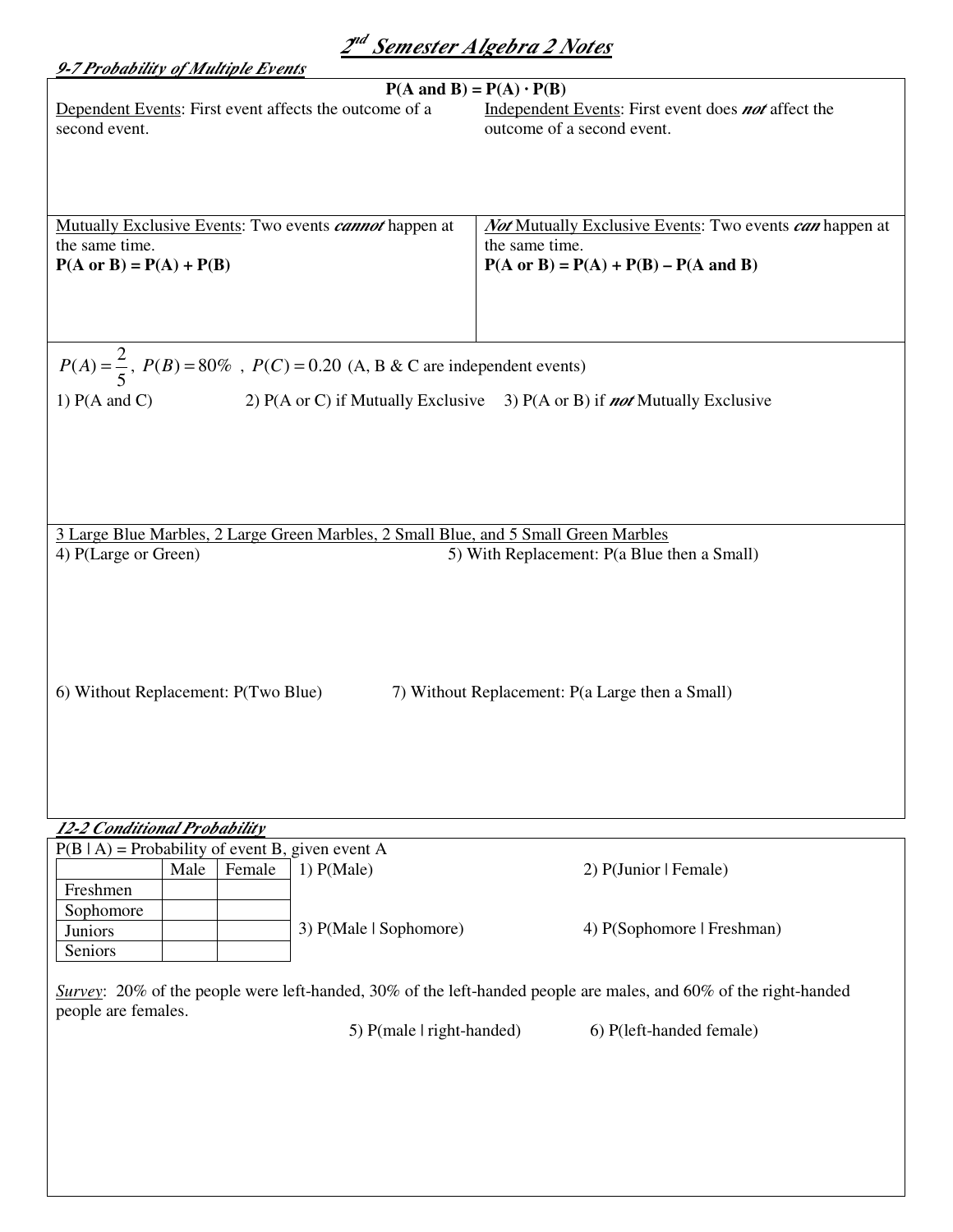# 2nd Semester Algebra 2 Notes

## *9-7 Probability of Multiple Events*

**P(A and B) = P(A) · P(B)**

Dependent Events: First event affects the outcome of a second event.

Independent Events: First event does ***not*** affect the outcome of a second event.

Mutually Exclusive Events: Two events ***cannot*** happen at the same time.
**P(A or B) = P(A) + P(B)**

***Not*** Mutually Exclusive Events: Two events ***can*** happen at the same time.
**P(A or B) = P(A) + P(B) – P(A and B)**

$P(A) = \frac{2}{5}$, $P(B) = 80\%$ , $P(C) = 0.20$ (A, B & C are independent events)

1) P(A and C)

2) P(A or C) if Mutually Exclusive

3) P(A or B) if ***not*** Mutually Exclusive

3 Large Blue Marbles, 2 Large Green Marbles, 2 Small Blue, and 5 Small Green Marbles

4) P(Large or Green)

5) With Replacement: P(a Blue then a Small)

6) Without Replacement: P(Two Blue)

7) Without Replacement: P(a Large then a Small)

## *12-2 Conditional Probability*

P(B | A) = Probability of event B, given event A

| | Male | Female |
|---|---|---|
| Freshmen | | |
| Sophomore | | |
| Juniors | | |
| Seniors | | |

1) P(Male)

2) P(Junior | Female)

3) P(Male | Sophomore)

4) P(Sophomore | Freshman)

*Survey*: 20% of the people were left-handed, 30% of the left-handed people are males, and 60% of the right-handed people are females.

5) P(male | right-handed)

6) P(left-handed female)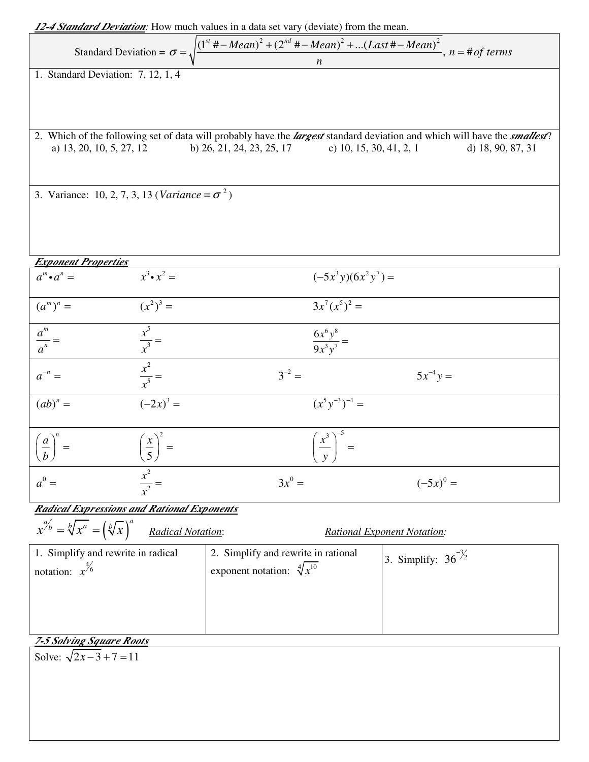***12-4 Standard Deviation***: How much values in a data set vary (deviate) from the mean.

| Standard Deviation = $\sigma = \sqrt{\dfrac{(1^{st}\# - Mean)^2 + (2^{nd}\# - Mean)^2 + ...(Last\# - Mean)^2}{n}}$, $n = \#of\ terms$ |
|---|
| 1. Standard Deviation: 7, 12, 1, 4 |
| 2. Which of the following set of data will probably have the ***largest*** standard deviation and which will have the ***smallest***? a) 13, 20, 10, 5, 27, 12 b) 26, 21, 24, 23, 25, 17 c) 10, 15, 30, 41, 2, 1 d) 18, 90, 87, 31 |
| 3. Variance: 10, 2, 7, 3, 13 ($Variance = \sigma^2$) |

***Exponent Properties***

| | | | |
|---|---|---|---|
| $a^m \bullet a^n =$ | $x^3 \bullet x^2 =$ | $(-5x^3y)(6x^2y^7) =$ | |
| $(a^m)^n =$ | $(x^2)^3 =$ | $3x^7(x^5)^2 =$ | |
| $\dfrac{a^m}{a^n} =$ | $\dfrac{x^5}{x^3} =$ | $\dfrac{6x^6y^8}{9x^3y^7} =$ | |
| $a^{-n} =$ | $\dfrac{x^2}{x^5} =$ | $3^{-2} =$ | $5x^{-4}y =$ |
| $(ab)^n =$ | $(-2x)^3 =$ | $(x^5y^{-3})^{-4} =$ | |
| $\left(\dfrac{a}{b}\right)^n =$ | $\left(\dfrac{x}{5}\right)^2 =$ | $\left(\dfrac{x^3}{y}\right)^{-5} =$ | |
| $a^0 =$ | $\dfrac{x^2}{x^2} =$ | $3x^0 =$ | $(-5x)^0 =$ |

***Radical Expressions and Rational Exponents***

$x^{a/b} = \sqrt[b]{x^a} = \left(\sqrt[b]{x}\right)^a$ *Radical Notation*: *Rational Exponent Notation:*

| 1. Simplify and rewrite in radical notation: $x^{4/6}$ | 2. Simplify and rewrite in rational exponent notation: $\sqrt[4]{x^{10}}$ | 3. Simplify: $36^{-3/2}$ |
|---|---|---|

***7-5 Solving Square Roots***

| Solve: $\sqrt{2x-3} + 7 = 11$ |
|---|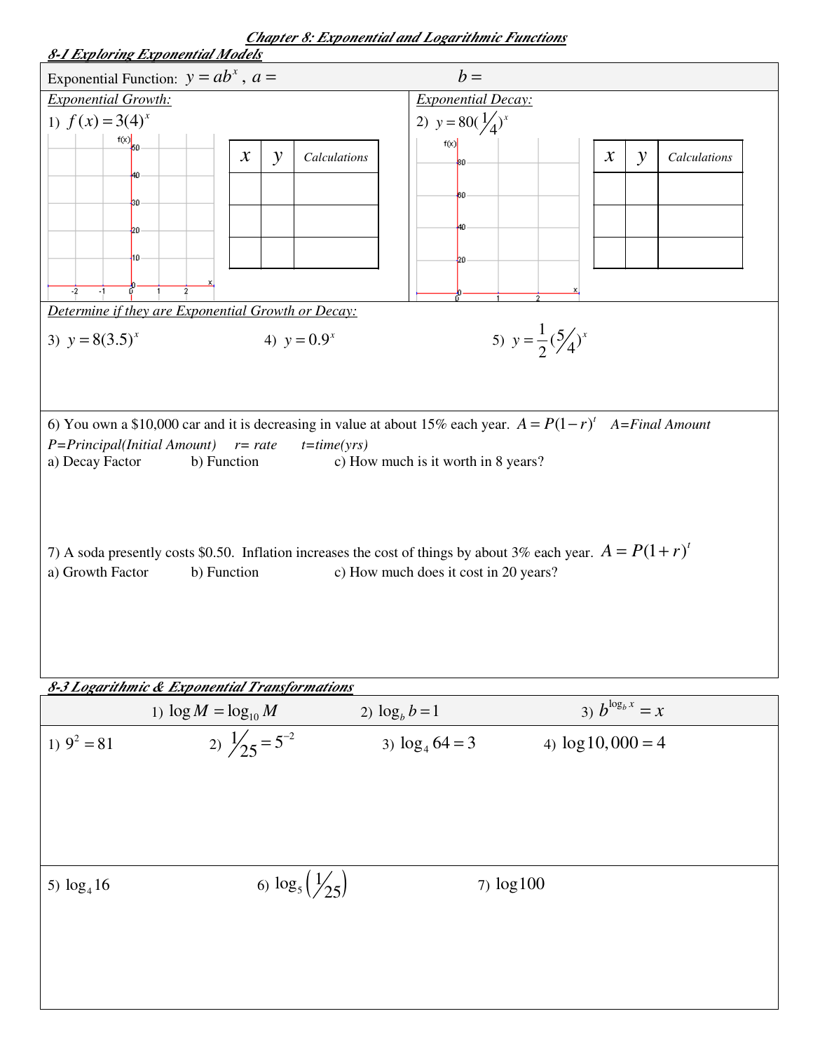## Chapter 8: Exponential and Logarithmic Functions

### 8-1 Exploring Exponential Models

Exponential Function: $y = ab^x$, $a =$ $b =$

*Exponential Growth:*

1) $f(x) = 3(4)^x$

| $x$ | $y$ | *Calculations* |
|---|---|---|
| | | |
| | | |
| | | |

*Exponential Decay:*

2) $y = 80(\frac{1}{4})^x$

| $x$ | $y$ | *Calculations* |
|---|---|---|
| | | |
| | | |
| | | |

*Determine if they are Exponential Growth or Decay:*

3) $y = 8(3.5)^x$

4) $y = 0.9^x$

5) $y = \frac{1}{2}(\frac{5}{4})^x$

6) You own a $10,000 car and it is decreasing in value at about 15% each year. $A = P(1-r)^t$ *A=Final Amount P=Principal(Initial Amount) r= rate t=time(yrs)*

a) Decay Factor

b) Function

c) How much is it worth in 8 years?

7) A soda presently costs $0.50. Inflation increases the cost of things by about 3% each year. $A = P(1+r)^t$

a) Growth Factor

b) Function

c) How much does it cost in 20 years?

### 8-3 Logarithmic & Exponential Transformations

1) $\log M = \log_{10} M$

2) $\log_b b = 1$

3) $b^{\log_b x} = x$

1) $9^2 = 81$

2) $\frac{1}{25} = 5^{-2}$

3) $\log_4 64 = 3$

4) $\log 10{,}000 = 4$

5) $\log_4 16$

6) $\log_5 \left(\frac{1}{25}\right)$

7) $\log 100$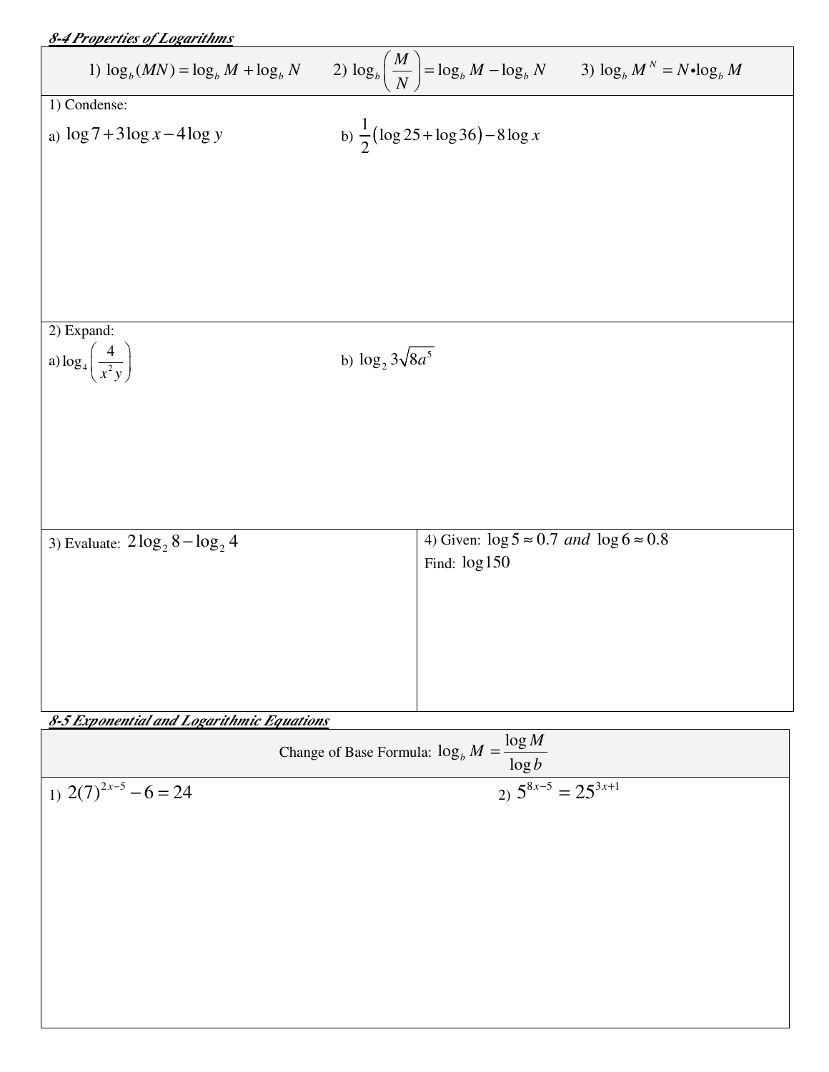***8-4 Properties of Logarithms***

1) $\log_b(MN) = \log_b M + \log_b N$ 2) $\log_b\left(\frac{M}{N}\right) = \log_b M - \log_b N$ 3) $\log_b M^N = N \bullet \log_b M$

1) Condense:

a) $\log 7 + 3\log x - 4\log y$

b) $\frac{1}{2}(\log 25 + \log 36) - 8\log x$

2) Expand:

a) $\log_4\left(\frac{4}{x^2 y}\right)$

b) $\log_2 3\sqrt{8a^5}$

3) Evaluate: $2\log_2 8 - \log_2 4$

4) Given: $\log 5 \approx 0.7$ *and* $\log 6 \approx 0.8$

Find: $\log 150$

***8-5 Exponential and Logarithmic Equations***

Change of Base Formula: $\log_b M = \frac{\log M}{\log b}$

1) $2(7)^{2x-5} - 6 = 24$

2) $5^{8x-5} = 25^{3x+1}$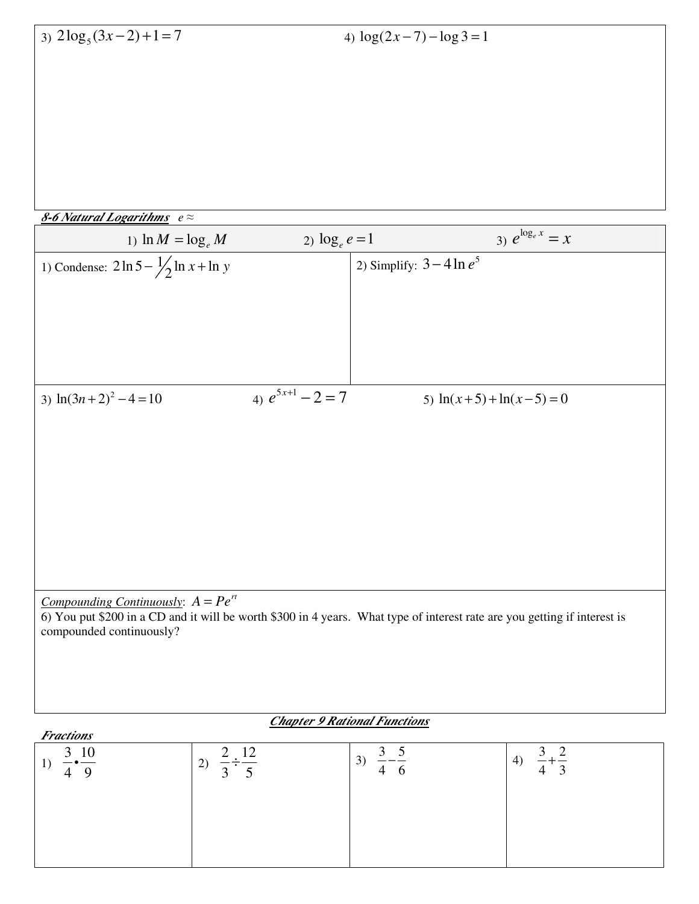3) $2\log_5(3x-2)+1=7$

4) $\log(2x-7)-\log 3=1$

***8-6 Natural Logarithms*** $e \approx$

| 1) $\ln M = \log_e M$ | 2) $\log_e e = 1$ | 3) $e^{\log_e x} = x$ |
| --- | --- | --- |

1) Condense: $2\ln 5 - \frac{1}{2}\ln x + \ln y$

2) Simplify: $3 - 4\ln e^5$

3) $\ln(3n+2)^2 - 4 = 10$

4) $e^{5x+1} - 2 = 7$

5) $\ln(x+5)+\ln(x-5)=0$

*Compounding Continuously*: $A = Pe^{rt}$

6) You put $200 in a CD and it will be worth $300 in 4 years. What type of interest rate are you getting if interest is compounded continuously?

***Chapter 9 Rational Functions***

***Fractions***

| 1) $\frac{3}{4}\bullet\frac{10}{9}$ | 2) $\frac{2}{3}\div\frac{12}{5}$ | 3) $\frac{3}{4}-\frac{5}{6}$ | 4) $\frac{3}{4}+\frac{2}{3}$ |
| --- | --- | --- | --- |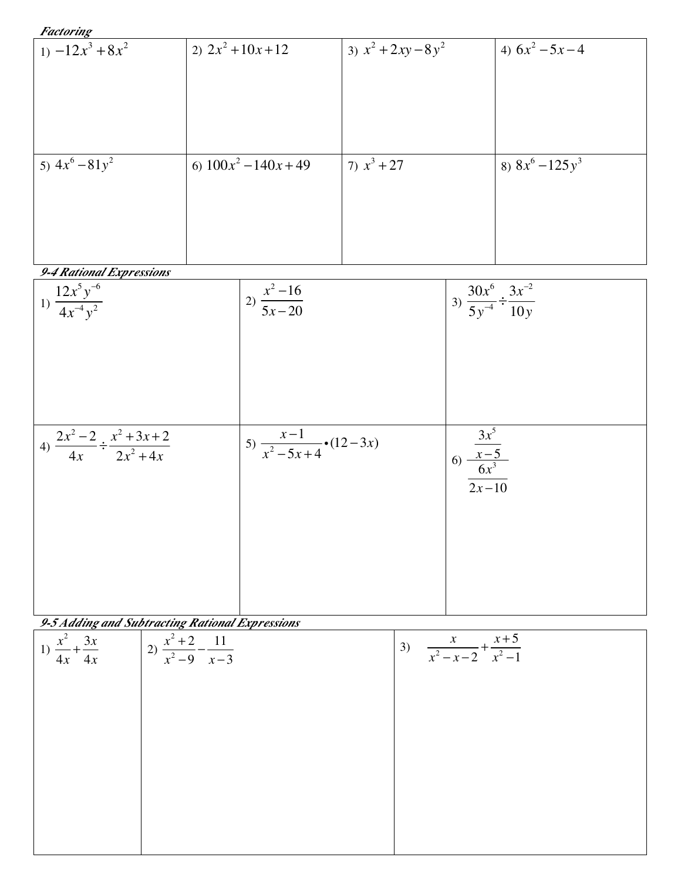*Factoring*

| | | | |
|---|---|---|---|
| 1) $-12x^3+8x^2$ | 2) $2x^2+10x+12$ | 3) $x^2+2xy-8y^2$ | 4) $6x^2-5x-4$ |
| 5) $4x^6-81y^2$ | 6) $100x^2-140x+49$ | 7) $x^3+27$ | 8) $8x^6-125y^3$ |

*9-4 Rational Expressions*

| | | |
|---|---|---|
| 1) $\dfrac{12x^5y^{-6}}{4x^{-4}y^2}$ | 2) $\dfrac{x^2-16}{5x-20}$ | 3) $\dfrac{30x^6}{5y^{-4}}\div\dfrac{3x^{-2}}{10y}$ |
| 4) $\dfrac{2x^2-2}{4x}\div\dfrac{x^2+3x+2}{2x^2+4x}$ | 5) $\dfrac{x-1}{x^2-5x+4}\bullet(12-3x)$ | 6) $\dfrac{\frac{3x^5}{x-5}}{\frac{6x^3}{2x-10}}$ |

*9-5 Adding and Subtracting Rational Expressions*

| | | |
|---|---|---|
| 1) $\dfrac{x^2}{4x}+\dfrac{3x}{4x}$ | 2) $\dfrac{x^2+2}{x^2-9}-\dfrac{11}{x-3}$ | 3) $\dfrac{x}{x^2-x-2}+\dfrac{x+5}{x^2-1}$ |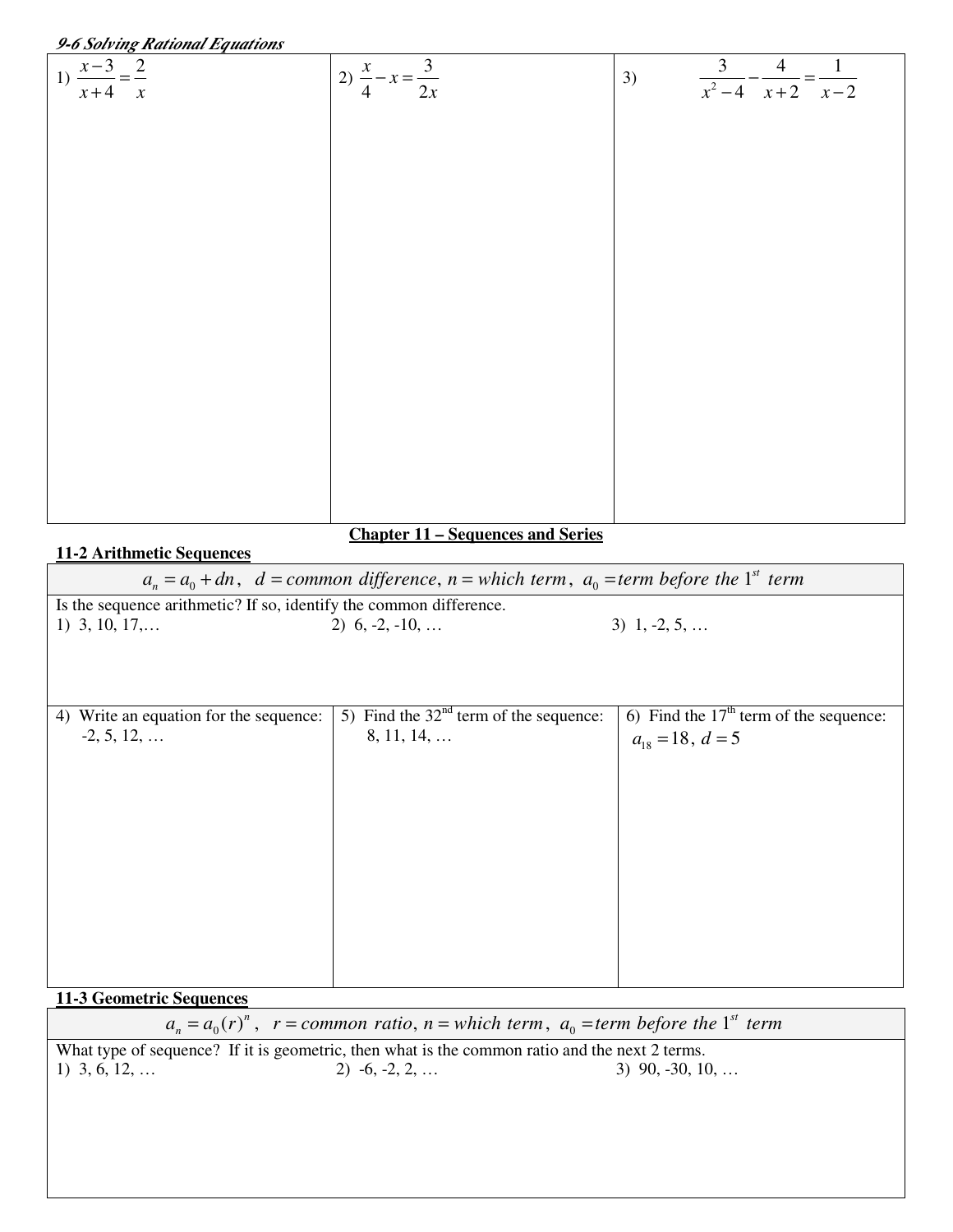### *9-6 Solving Rational Equations*

1) $\frac{x-3}{x+4} = \frac{2}{x}$

2) $\frac{x}{4} - x = \frac{3}{2x}$

3) $\frac{3}{x^2-4} - \frac{4}{x+2} = \frac{1}{x-2}$

## Chapter 11 – Sequences and Series

### 11-2 Arithmetic Sequences

$a_n = a_0 + dn$, $d = common\ difference$, $n = which\ term$, $a_0 = term\ before\ the\ 1^{st}\ term$

Is the sequence arithmetic? If so, identify the common difference.

1) 3, 10, 17,…

2) 6, -2, -10, …

3) 1, -2, 5, …

4) Write an equation for the sequence: -2, 5, 12, …

5) Find the 32[nd] term of the sequence: 8, 11, 14, …

6) Find the 17[th] term of the sequence: $a_{18} = 18$, $d = 5$

### 11-3 Geometric Sequences

$a_n = a_0(r)^n$, $r = common\ ratio$, $n = which\ term$, $a_0 = term\ before\ the\ 1^{st}\ term$

What type of sequence? If it is geometric, then what is the common ratio and the next 2 terms.

1) 3, 6, 12, …

2) -6, -2, 2, …

3) 90, -30, 10, …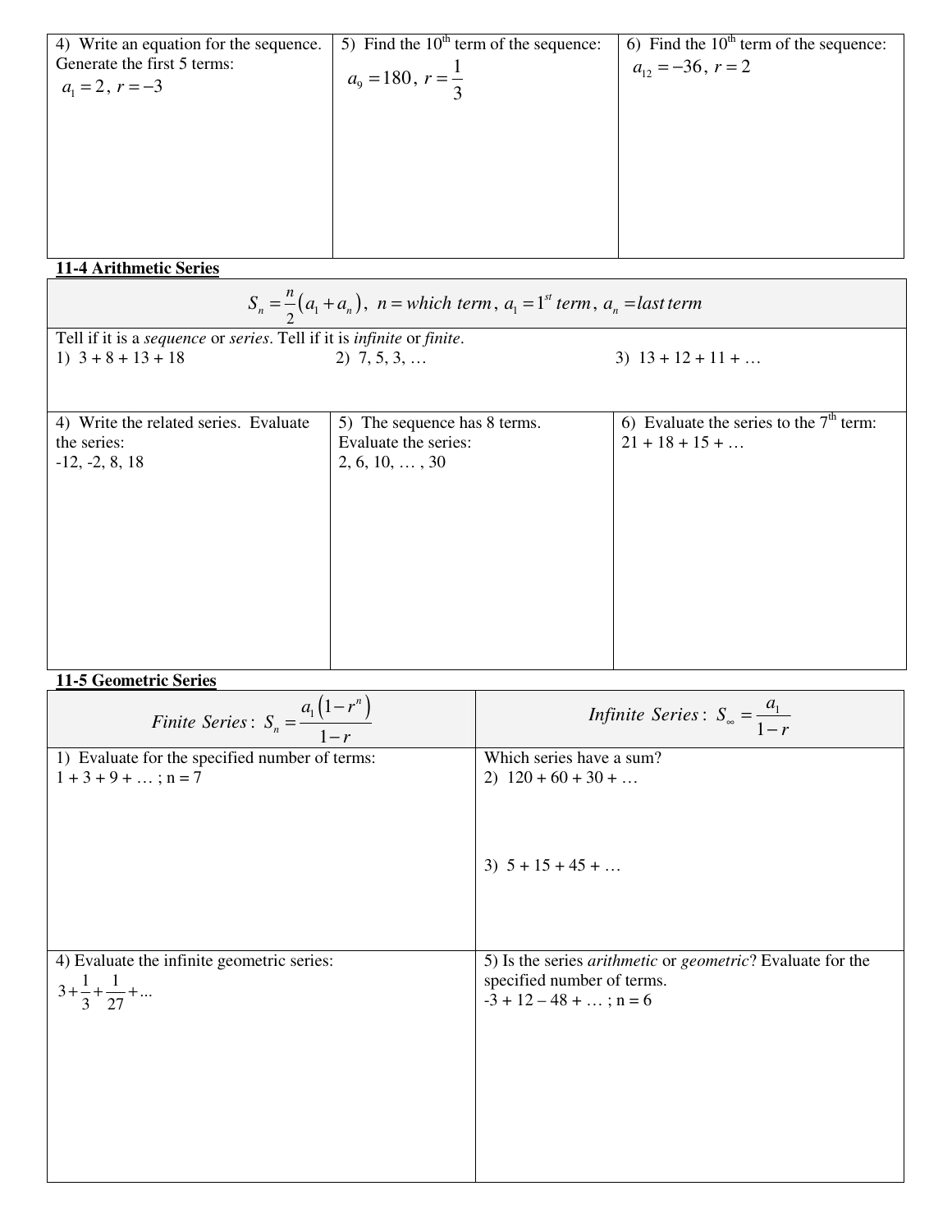| 4) Write an equation for the sequence. Generate the first 5 terms: $a_1 = 2$, $r = -3$ | 5) Find the 10th term of the sequence: $a_9 = 180$, $r = \frac{1}{3}$ | 6) Find the 10th term of the sequence: $a_{12} = -36$, $r = 2$ |
|---|---|---|

## 11-4 Arithmetic Series

$$S_n = \frac{n}{2}(a_1 + a_n), \ n = which\ term,\ a_1 = 1^{st}\ term,\ a_n = last\ term$$

Tell if it is a *sequence* or *series*. Tell if it is *infinite* or *finite*.

1) 3 + 8 + 13 + 18

2) 7, 5, 3, …

3) 13 + 12 + 11 + …

| 4) Write the related series. Evaluate the series: -12, -2, 8, 18 | 5) The sequence has 8 terms. Evaluate the series: 2, 6, 10, … , 30 | 6) Evaluate the series to the 7th term: 21 + 18 + 15 + … |
|---|---|---|

## 11-5 Geometric Series

| $Finite\ Series: \ S_n = \frac{a_1(1-r^n)}{1-r}$ | $Infinite\ Series: \ S_\infty = \frac{a_1}{1-r}$ |
|---|---|
| 1) Evaluate for the specified number of terms: 1 + 3 + 9 + … ; n = 7 | Which series have a sum? 2) 120 + 60 + 30 + … 3) 5 + 15 + 45 + … |
| 4) Evaluate the infinite geometric series: $3 + \frac{1}{3} + \frac{1}{27} + ...$ | 5) Is the series *arithmetic* or *geometric*? Evaluate for the specified number of terms. -3 + 12 – 48 + … ; n = 6 |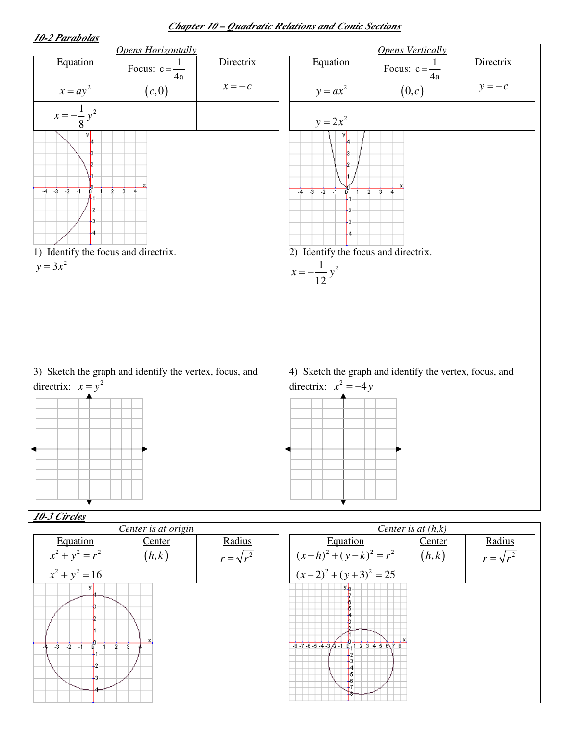## *Chapter 10 – Quadratic Relations and Conic Sections*

### *10-2 Parabolas*

*Opens Horizontally*

| Equation | Focus: $c = \frac{1}{4a}$ | Directrix |
|---|---|---|
| $x = ay^2$ | $(c, 0)$ | $x = -c$ |
| $x = -\frac{1}{8}y^2$ | | |

*Opens Vertically*

| Equation | Focus: $c = \frac{1}{4a}$ | Directrix |
|---|---|---|
| $y = ax^2$ | $(0, c)$ | $y = -c$ |
| $y = 2x^2$ | | |

1) Identify the focus and directrix.

$y = 3x^2$

2) Identify the focus and directrix.

$x = -\frac{1}{12}y^2$

3) Sketch the graph and identify the vertex, focus, and directrix: $x = y^2$

4) Sketch the graph and identify the vertex, focus, and directrix: $x^2 = -4y$

### *10-3 Circles*

*Center is at origin*

| Equation | Center | Radius |
|---|---|---|
| $x^2 + y^2 = r^2$ | $(h, k)$ | $r = \sqrt{r^2}$ |
| $x^2 + y^2 = 16$ | | |

*Center is at (h,k)*

| Equation | Center | Radius |
|---|---|---|
| $(x-h)^2 + (y-k)^2 = r^2$ | $(h, k)$ | $r = \sqrt{r^2}$ |
| $(x-2)^2 + (y+3)^2 = 25$ | | |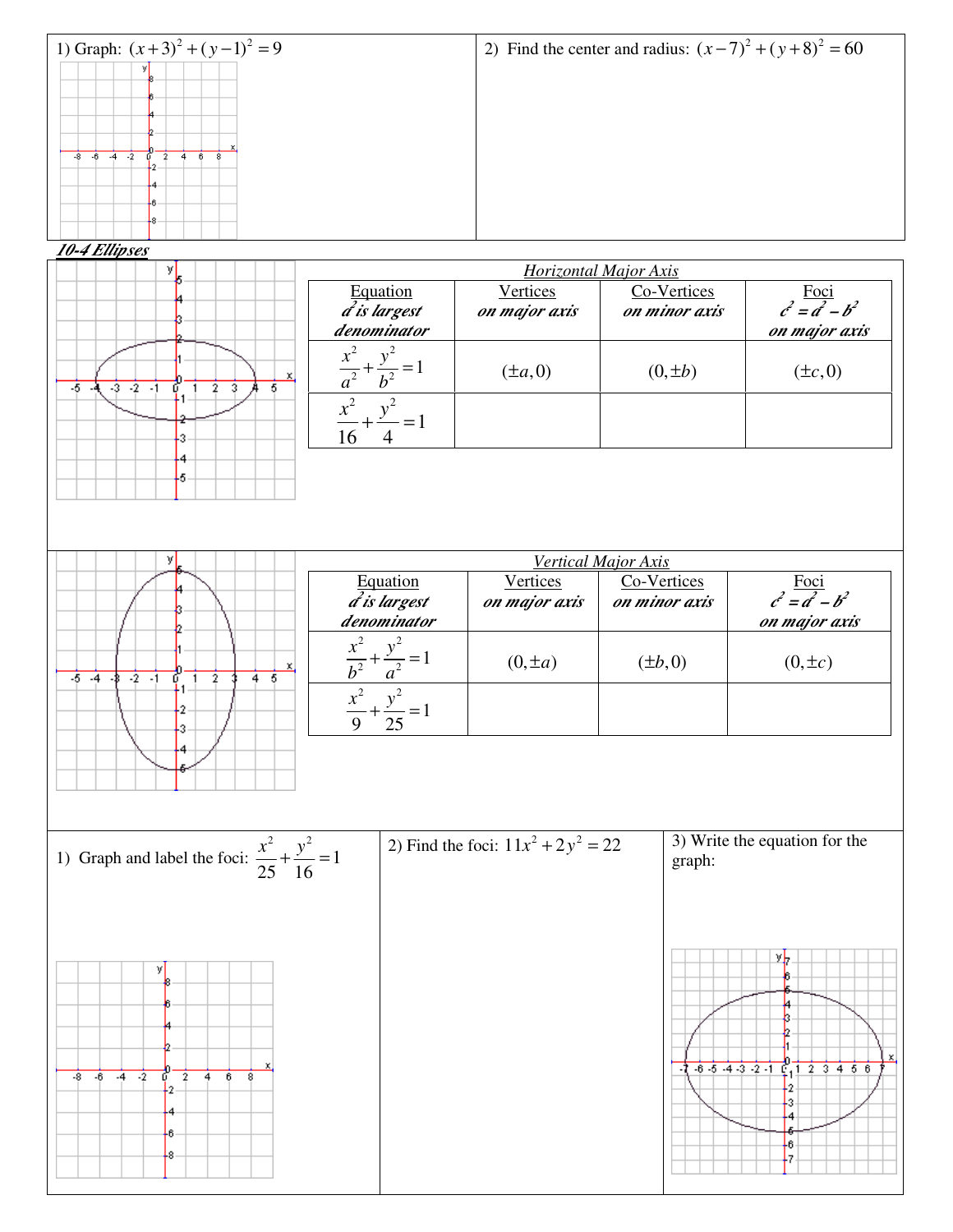1) Graph: $(x+3)^2+(y-1)^2=9$

2) Find the center and radius: $(x-7)^2+(y+8)^2=60$

## *10-4 Ellipses*

*Horizontal Major Axis*

| Equation $a^2$ *is largest denominator* | Vertices *on major axis* | Co-Vertices *on minor axis* | Foci $c^2=a^2-b^2$ *on major axis* |
|---|---|---|---|
| $\frac{x^2}{a^2}+\frac{y^2}{b^2}=1$ | $(\pm a,0)$ | $(0,\pm b)$ | $(\pm c,0)$ |
| $\frac{x^2}{16}+\frac{y^2}{4}=1$ | | | |

*Vertical Major Axis*

| Equation $a^2$ *is largest denominator* | Vertices *on major axis* | Co-Vertices *on minor axis* | Foci $c^2=a^2-b^2$ *on major axis* |
|---|---|---|---|
| $\frac{x^2}{b^2}+\frac{y^2}{a^2}=1$ | $(0,\pm a)$ | $(\pm b,0)$ | $(0,\pm c)$ |
| $\frac{x^2}{9}+\frac{y^2}{25}=1$ | | | |

1) Graph and label the foci: $\frac{x^2}{25}+\frac{y^2}{16}=1$

2) Find the foci: $11x^2+2y^2=22$

3) Write the equation for the graph: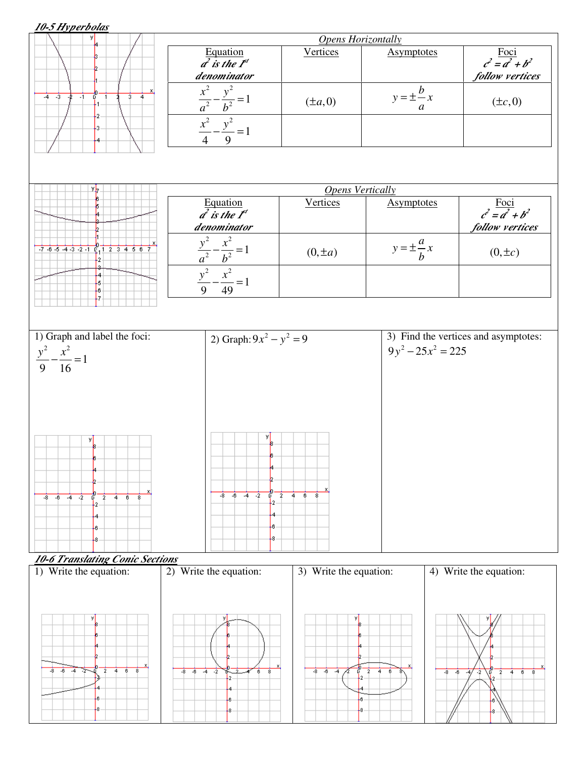## *10-5 Hyperbolas*

*Opens Horizontally*

| Equation $a^2$ is the 1st denominator | Vertices | Asymptotes | Foci $c^2 = a^2 + b^2$ follow vertices |
|---|---|---|---|
| $\dfrac{x^2}{a^2} - \dfrac{y^2}{b^2} = 1$ | $(\pm a, 0)$ | $y = \pm \dfrac{b}{a}x$ | $(\pm c, 0)$ |
| $\dfrac{x^2}{4} - \dfrac{y^2}{9} = 1$ | | | |

*Opens Vertically*

| Equation $a^2$ is the 1st denominator | Vertices | Asymptotes | Foci $c^2 = a^2 + b^2$ follow vertices |
|---|---|---|---|
| $\dfrac{y^2}{a^2} - \dfrac{x^2}{b^2} = 1$ | $(0, \pm a)$ | $y = \pm \dfrac{a}{b}x$ | $(0, \pm c)$ |
| $\dfrac{y^2}{9} - \dfrac{x^2}{49} = 1$ | | | |

1) Graph and label the foci:

$$\frac{y^2}{9} - \frac{x^2}{16} = 1$$

2) Graph: $9x^2 - y^2 = 9$

3) Find the vertices and asymptotes:

$$9y^2 - 25x^2 = 225$$

## *10-6 Translating Conic Sections*

1) Write the equation:

2) Write the equation:

3) Write the equation:

4) Write the equation: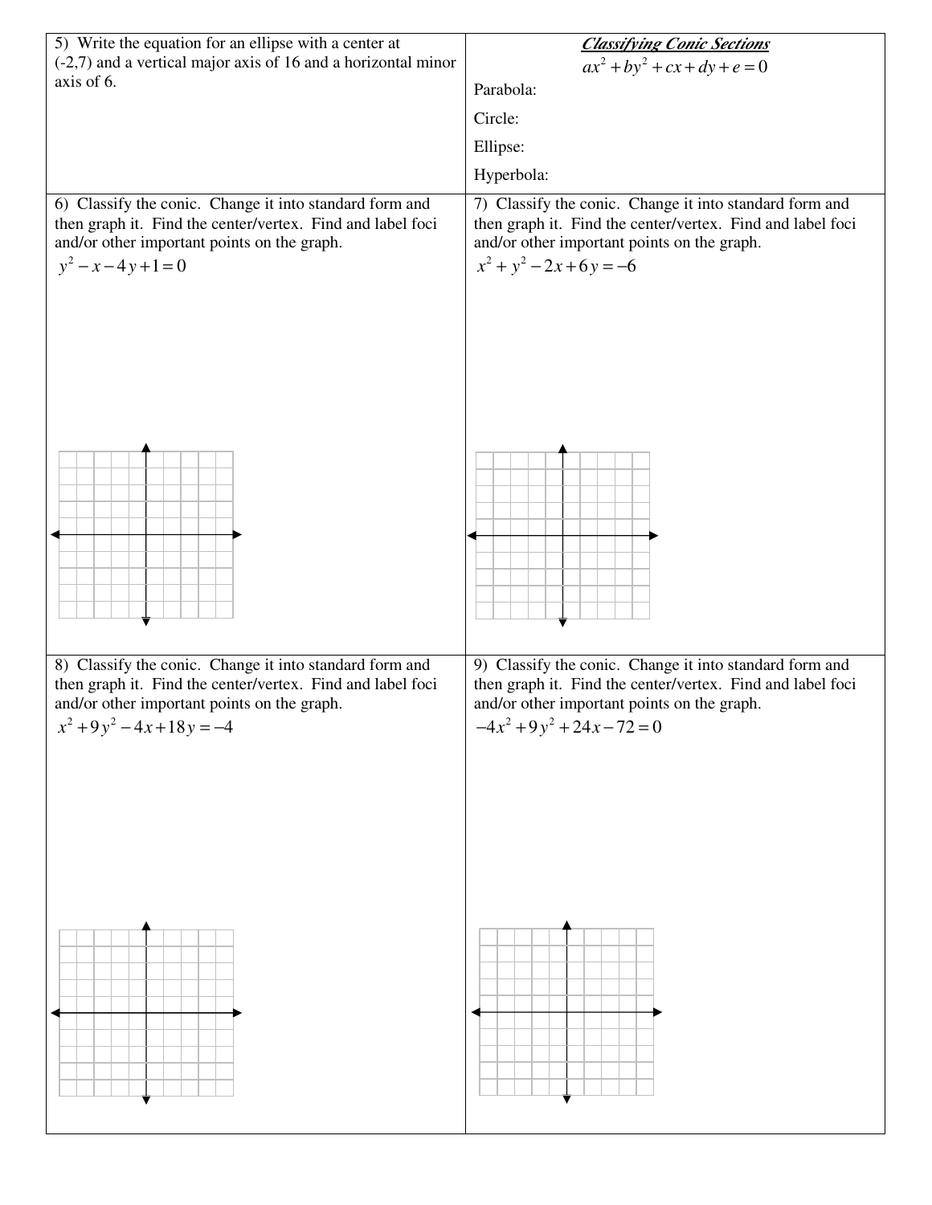5) Write the equation for an ellipse with a center at (-2,7) and a vertical major axis of 16 and a horizontal minor axis of 6.

***Classifying Conic Sections***

$$ax^2 + by^2 + cx + dy + e = 0$$

Parabola:

Circle:

Ellipse:

Hyperbola:

6) Classify the conic. Change it into standard form and then graph it. Find the center/vertex. Find and label foci and/or other important points on the graph.

$y^2 - x - 4y + 1 = 0$

7) Classify the conic. Change it into standard form and then graph it. Find the center/vertex. Find and label foci and/or other important points on the graph.

$x^2 + y^2 - 2x + 6y = -6$

8) Classify the conic. Change it into standard form and then graph it. Find the center/vertex. Find and label foci and/or other important points on the graph.

$x^2 + 9y^2 - 4x + 18y = -4$

9) Classify the conic. Change it into standard form and then graph it. Find the center/vertex. Find and label foci and/or other important points on the graph.

$-4x^2 + 9y^2 + 24x - 72 = 0$